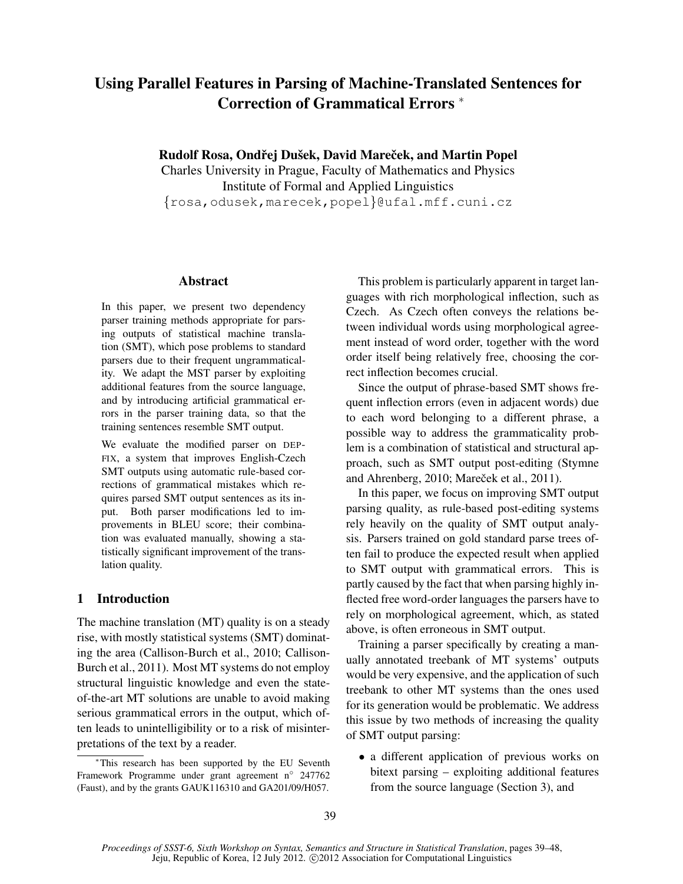# Using Parallel Features in Parsing of Machine-Translated Sentences for Correction of Grammatical Errors *

**Rudolf Rosa, Ondřej Dušek, David Mareček, and Martin Popel**
Charles University in Prague, Faculty of Mathematics and Physics
Institute of Formal and Applied Linguistics
{rosa,odusek,marecek,popel}@ufal.mff.cuni.cz

## Abstract

In this paper, we present two dependency parser training methods appropriate for parsing outputs of statistical machine translation (SMT), which pose problems to standard parsers due to their frequent ungrammaticality. We adapt the MST parser by exploiting additional features from the source language, and by introducing artificial grammatical errors in the parser training data, so that the training sentences resemble SMT output.

We evaluate the modified parser on DEPFIX, a system that improves English-Czech SMT outputs using automatic rule-based corrections of grammatical mistakes which requires parsed SMT output sentences as its input. Both parser modifications led to improvements in BLEU score; their combination was evaluated manually, showing a statistically significant improvement of the translation quality.

## 1 Introduction

The machine translation (MT) quality is on a steady rise, with mostly statistical systems (SMT) dominating the area (Callison-Burch et al., 2010; Callison-Burch et al., 2011). Most MT systems do not employ structural linguistic knowledge and even the state-of-the-art MT solutions are unable to avoid making serious grammatical errors in the output, which often leads to unintelligibility or to a risk of misinterpretations of the text by a reader.

This problem is particularly apparent in target languages with rich morphological inflection, such as Czech. As Czech often conveys the relations between individual words using morphological agreement instead of word order, together with the word order itself being relatively free, choosing the correct inflection becomes crucial.

Since the output of phrase-based SMT shows frequent inflection errors (even in adjacent words) due to each word belonging to a different phrase, a possible way to address the grammaticality problem is a combination of statistical and structural approach, such as SMT output post-editing (Stymne and Ahrenberg, 2010; Mareček et al., 2011).

In this paper, we focus on improving SMT output parsing quality, as rule-based post-editing systems rely heavily on the quality of SMT output analysis. Parsers trained on gold standard parse trees often fail to produce the expected result when applied to SMT output with grammatical errors. This is partly caused by the fact that when parsing highly inflected free word-order languages the parsers have to rely on morphological agreement, which, as stated above, is often erroneous in SMT output.

Training a parser specifically by creating a manually annotated treebank of MT systems' outputs would be very expensive, and the application of such treebank to other MT systems than the ones used for its generation would be problematic. We address this issue by two methods of increasing the quality of SMT output parsing:

- a different application of previous works on bitext parsing – exploiting additional features from the source language (Section 3), and

*This research has been supported by the EU Seventh Framework Programme under grant agreement n° 247762 (Faust), and by the grants GAUK116310 and GA201/09/H057.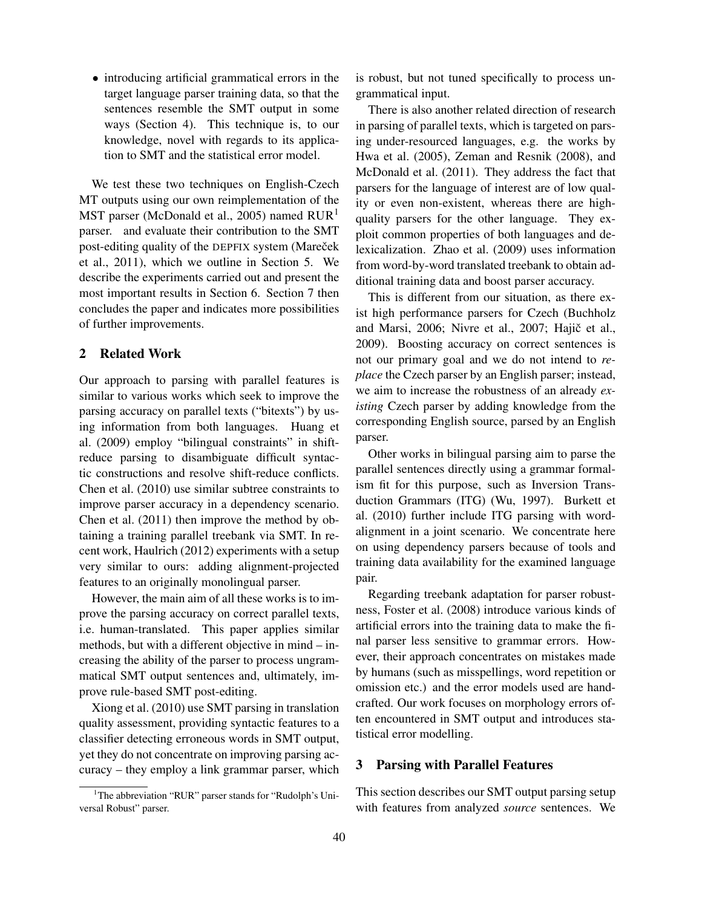- introducing artificial grammatical errors in the target language parser training data, so that the sentences resemble the SMT output in some ways (Section 4). This technique is, to our knowledge, novel with regards to its application to SMT and the statistical error model.

We test these two techniques on English-Czech MT outputs using our own reimplementation of the MST parser (McDonald et al., 2005) named RUR[1] parser. and evaluate their contribution to the SMT post-editing quality of the DEPFIX system (Mareček et al., 2011), which we outline in Section 5. We describe the experiments carried out and present the most important results in Section 6. Section 7 then concludes the paper and indicates more possibilities of further improvements.

## 2 Related Work

Our approach to parsing with parallel features is similar to various works which seek to improve the parsing accuracy on parallel texts ("bitexts") by using information from both languages. Huang et al. (2009) employ "bilingual constraints" in shift-reduce parsing to disambiguate difficult syntactic constructions and resolve shift-reduce conflicts. Chen et al. (2010) use similar subtree constraints to improve parser accuracy in a dependency scenario. Chen et al. (2011) then improve the method by obtaining a training parallel treebank via SMT. In recent work, Haulrich (2012) experiments with a setup very similar to ours: adding alignment-projected features to an originally monolingual parser.

However, the main aim of all these works is to improve the parsing accuracy on correct parallel texts, i.e. human-translated. This paper applies similar methods, but with a different objective in mind – increasing the ability of the parser to process ungrammatical SMT output sentences and, ultimately, improve rule-based SMT post-editing.

Xiong et al. (2010) use SMT parsing in translation quality assessment, providing syntactic features to a classifier detecting erroneous words in SMT output, yet they do not concentrate on improving parsing accuracy – they employ a link grammar parser, which is robust, but not tuned specifically to process ungrammatical input.

There is also another related direction of research in parsing of parallel texts, which is targeted on parsing under-resourced languages, e.g. the works by Hwa et al. (2005), Zeman and Resnik (2008), and McDonald et al. (2011). They address the fact that parsers for the language of interest are of low quality or even non-existent, whereas there are high-quality parsers for the other language. They exploit common properties of both languages and delexicalization. Zhao et al. (2009) uses information from word-by-word translated treebank to obtain additional training data and boost parser accuracy.

This is different from our situation, as there exist high performance parsers for Czech (Buchholz and Marsi, 2006; Nivre et al., 2007; Hajič et al., 2009). Boosting accuracy on correct sentences is not our primary goal and we do not intend to *replace* the Czech parser by an English parser; instead, we aim to increase the robustness of an already *existing* Czech parser by adding knowledge from the corresponding English source, parsed by an English parser.

Other works in bilingual parsing aim to parse the parallel sentences directly using a grammar formalism fit for this purpose, such as Inversion Transduction Grammars (ITG) (Wu, 1997). Burkett et al. (2010) further include ITG parsing with word-alignment in a joint scenario. We concentrate here on using dependency parsers because of tools and training data availability for the examined language pair.

Regarding treebank adaptation for parser robustness, Foster et al. (2008) introduce various kinds of artificial errors into the training data to make the final parser less sensitive to grammar errors. However, their approach concentrates on mistakes made by humans (such as misspellings, word repetition or omission etc.) and the error models used are handcrafted. Our work focuses on morphology errors often encountered in SMT output and introduces statistical error modelling.

## 3 Parsing with Parallel Features

This section describes our SMT output parsing setup with features from analyzed *source* sentences. We

[1] The abbreviation "RUR" parser stands for "Rudolph's Universal Robust" parser.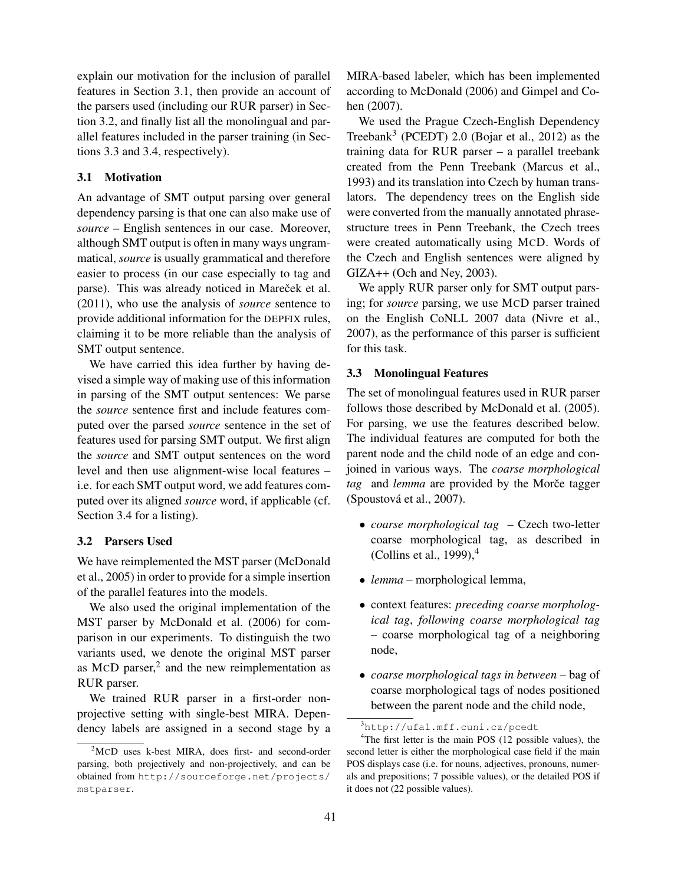explain our motivation for the inclusion of parallel features in Section 3.1, then provide an account of the parsers used (including our RUR parser) in Section 3.2, and finally list all the monolingual and parallel features included in the parser training (in Sections 3.3 and 3.4, respectively).

### 3.1 Motivation

An advantage of SMT output parsing over general dependency parsing is that one can also make use of *source* – English sentences in our case. Moreover, although SMT output is often in many ways ungrammatical, *source* is usually grammatical and therefore easier to process (in our case especially to tag and parse). This was already noticed in Mareček et al. (2011), who use the analysis of *source* sentence to provide additional information for the DEPFIX rules, claiming it to be more reliable than the analysis of SMT output sentence.

We have carried this idea further by having devised a simple way of making use of this information in parsing of the SMT output sentences: We parse the *source* sentence first and include features computed over the parsed *source* sentence in the set of features used for parsing SMT output. We first align the *source* and SMT output sentences on the word level and then use alignment-wise local features – i.e. for each SMT output word, we add features computed over its aligned *source* word, if applicable (cf. Section 3.4 for a listing).

### 3.2 Parsers Used

We have reimplemented the MST parser (McDonald et al., 2005) in order to provide for a simple insertion of the parallel features into the models.

We also used the original implementation of the MST parser by McDonald et al. (2006) for comparison in our experiments. To distinguish the two variants used, we denote the original MST parser as MCD parser,[2] and the new reimplementation as RUR parser.

We trained RUR parser in a first-order non-projective setting with single-best MIRA. Dependency labels are assigned in a second stage by a MIRA-based labeler, which has been implemented according to McDonald (2006) and Gimpel and Cohen (2007).

We used the Prague Czech-English Dependency Treebank[3] (PCEDT) 2.0 (Bojar et al., 2012) as the training data for RUR parser – a parallel treebank created from the Penn Treebank (Marcus et al., 1993) and its translation into Czech by human translators. The dependency trees on the English side were converted from the manually annotated phrase-structure trees in Penn Treebank, the Czech trees were created automatically using MCD. Words of the Czech and English sentences were aligned by GIZA++ (Och and Ney, 2003).

We apply RUR parser only for SMT output parsing; for *source* parsing, we use MCD parser trained on the English CoNLL 2007 data (Nivre et al., 2007), as the performance of this parser is sufficient for this task.

### 3.3 Monolingual Features

The set of monolingual features used in RUR parser follows those described by McDonald et al. (2005). For parsing, we use the features described below. The individual features are computed for both the parent node and the child node of an edge and conjoined in various ways. The *coarse morphological tag* and *lemma* are provided by the Morče tagger (Spoustová et al., 2007).

- *coarse morphological tag* – Czech two-letter coarse morphological tag, as described in (Collins et al., 1999),[4]
- *lemma* – morphological lemma,
- context features: *preceding coarse morphological tag*, *following coarse morphological tag* – coarse morphological tag of a neighboring node,
- *coarse morphological tags in between* – bag of coarse morphological tags of nodes positioned between the parent node and the child node,

[2] MCD uses k-best MIRA, does first- and second-order parsing, both projectively and non-projectively, and can be obtained from http://sourceforge.net/projects/mstparser.

[3] http://ufal.mff.cuni.cz/pcedt

[4] The first letter is the main POS (12 possible values), the second letter is either the morphological case field if the main POS displays case (i.e. for nouns, adjectives, pronouns, numerals and prepositions; 7 possible values), or the detailed POS if it does not (22 possible values).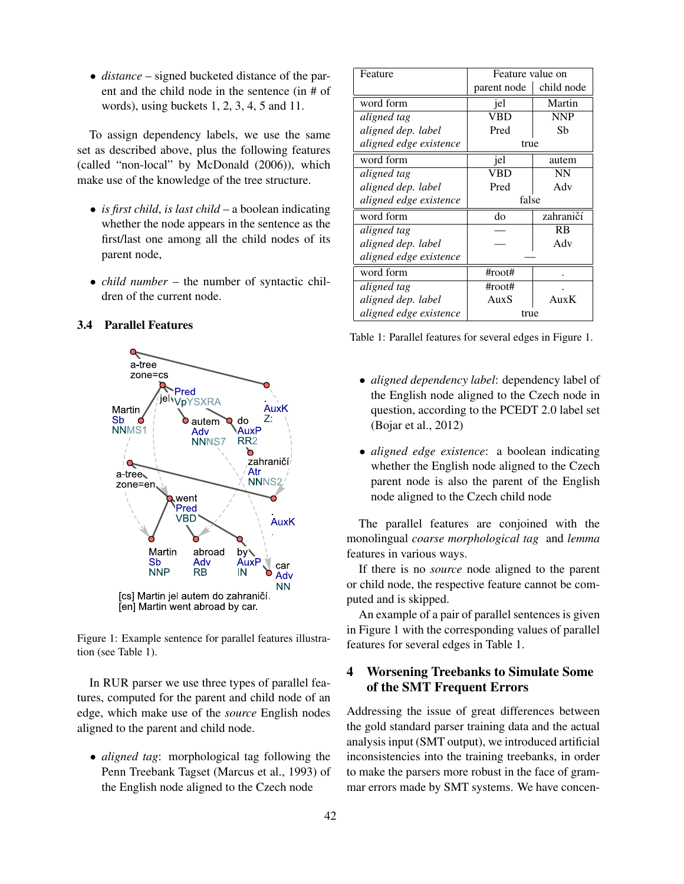- *distance* – signed bucketed distance of the parent and the child node in the sentence (in # of words), using buckets 1, 2, 3, 4, 5 and 11.

To assign dependency labels, we use the same set as described above, plus the following features (called "non-local" by McDonald (2006)), which make use of the knowledge of the tree structure.

- *is first child*, *is last child* – a boolean indicating whether the node appears in the sentence as the first/last one among all the child nodes of its parent node,
- *child number* – the number of syntactic children of the current node.

### 3.4 Parallel Features

Figure 1: Example sentence for parallel features illustration (see Table 1).

In RUR parser we use three types of parallel features, computed for the parent and child node of an edge, which make use of the *source* English nodes aligned to the parent and child node.

- *aligned tag*: morphological tag following the Penn Treebank Tagset (Marcus et al., 1993) of the English node aligned to the Czech node

| Feature | Feature value on parent node | Feature value on child node |
|---|---|---|
| word form | jel | Martin |
| *aligned tag* | VBD | NNP |
| *aligned dep. label* | Pred | Sb |
| *aligned edge existence* | true | |
| word form | jel | autem |
| *aligned tag* | VBD | NN |
| *aligned dep. label* | Pred | Adv |
| *aligned edge existence* | false | |
| word form | do | zahraničí |
| *aligned tag* | — | RB |
| *aligned dep. label* | — | Adv |
| *aligned edge existence* | — | |
| word form | #root# | . |
| *aligned tag* | #root# | . |
| *aligned dep. label* | AuxS | AuxK |
| *aligned edge existence* | true | |

Table 1: Parallel features for several edges in Figure 1.

- *aligned dependency label*: dependency label of the English node aligned to the Czech node in question, according to the PCEDT 2.0 label set (Bojar et al., 2012)
- *aligned edge existence*: a boolean indicating whether the English node aligned to the Czech parent node is also the parent of the English node aligned to the Czech child node

The parallel features are conjoined with the monolingual *coarse morphological tag* and *lemma* features in various ways.

If there is no *source* node aligned to the parent or child node, the respective feature cannot be computed and is skipped.

An example of a pair of parallel sentences is given in Figure 1 with the corresponding values of parallel features for several edges in Table 1.

## 4 Worsening Treebanks to Simulate Some of the SMT Frequent Errors

Addressing the issue of great differences between the gold standard parser training data and the actual analysis input (SMT output), we introduced artificial inconsistencies into the training treebanks, in order to make the parsers more robust in the face of grammar errors made by SMT systems. We have concen-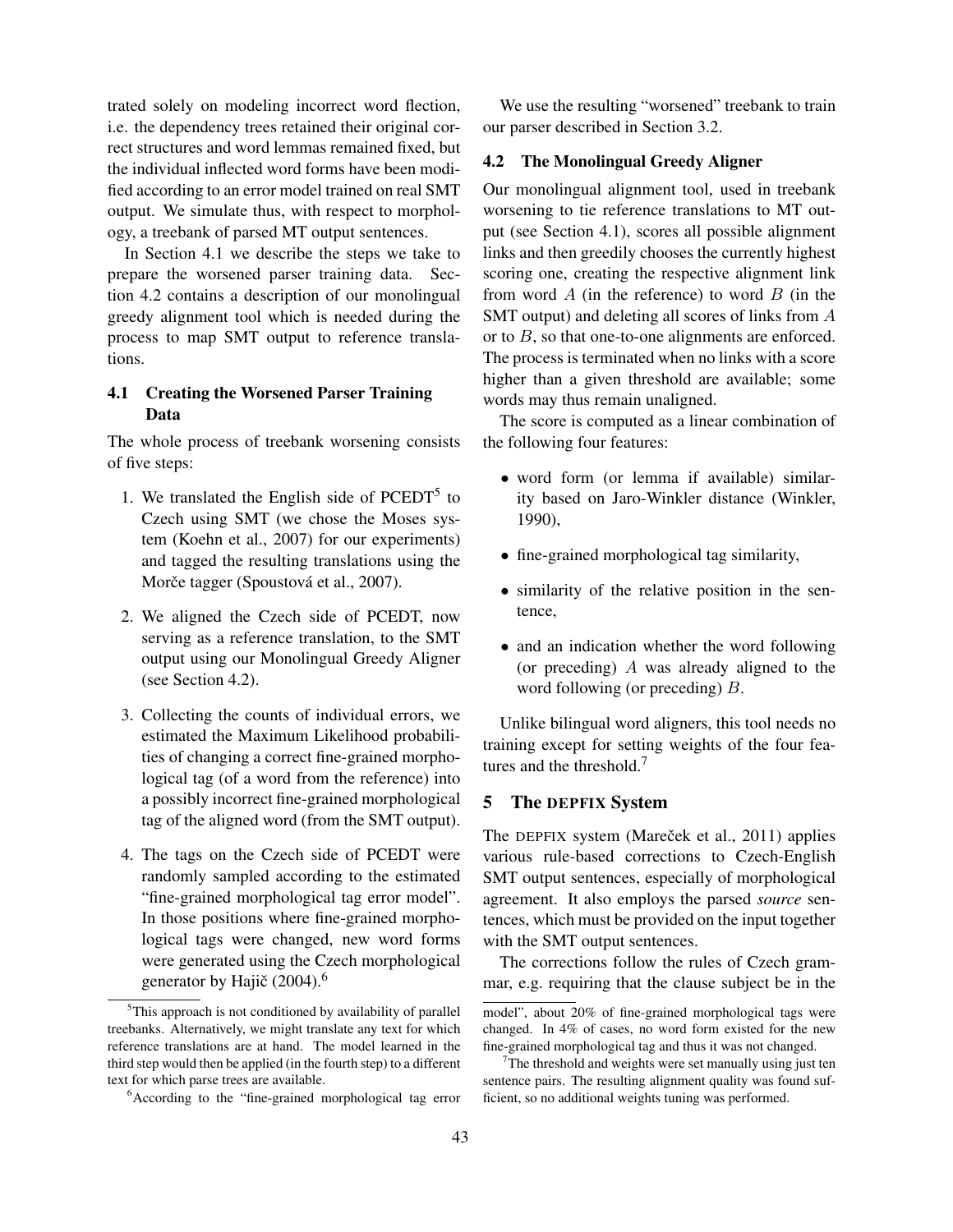trated solely on modeling incorrect word flection, i.e. the dependency trees retained their original correct structures and word lemmas remained fixed, but the individual inflected word forms have been modified according to an error model trained on real SMT output. We simulate thus, with respect to morphology, a treebank of parsed MT output sentences.

In Section 4.1 we describe the steps we take to prepare the worsened parser training data. Section 4.2 contains a description of our monolingual greedy alignment tool which is needed during the process to map SMT output to reference translations.

### 4.1 Creating the Worsened Parser Training Data

The whole process of treebank worsening consists of five steps:

1. We translated the English side of PCEDT[5] to Czech using SMT (we chose the Moses system (Koehn et al., 2007) for our experiments) and tagged the resulting translations using the Morče tagger (Spoustová et al., 2007).
2. We aligned the Czech side of PCEDT, now serving as a reference translation, to the SMT output using our Monolingual Greedy Aligner (see Section 4.2).
3. Collecting the counts of individual errors, we estimated the Maximum Likelihood probabilities of changing a correct fine-grained morphological tag (of a word from the reference) into a possibly incorrect fine-grained morphological tag of the aligned word (from the SMT output).
4. The tags on the Czech side of PCEDT were randomly sampled according to the estimated "fine-grained morphological tag error model". In those positions where fine-grained morphological tags were changed, new word forms were generated using the Czech morphological generator by Hajič (2004).[6]

We use the resulting "worsened" treebank to train our parser described in Section 3.2.

### 4.2 The Monolingual Greedy Aligner

Our monolingual alignment tool, used in treebank worsening to tie reference translations to MT output (see Section 4.1), scores all possible alignment links and then greedily chooses the currently highest scoring one, creating the respective alignment link from word $A$ (in the reference) to word $B$ (in the SMT output) and deleting all scores of links from $A$ or to $B$, so that one-to-one alignments are enforced. The process is terminated when no links with a score higher than a given threshold are available; some words may thus remain unaligned.

The score is computed as a linear combination of the following four features:

- word form (or lemma if available) similarity based on Jaro-Winkler distance (Winkler, 1990),
- fine-grained morphological tag similarity,
- similarity of the relative position in the sentence,
- and an indication whether the word following (or preceding) $A$ was already aligned to the word following (or preceding) $B$.

Unlike bilingual word aligners, this tool needs no training except for setting weights of the four features and the threshold.[7]

## 5 The DEPFIX System

The DEPFIX system (Mareček et al., 2011) applies various rule-based corrections to Czech-English SMT output sentences, especially of morphological agreement. It also employs the parsed *source* sentences, which must be provided on the input together with the SMT output sentences.

The corrections follow the rules of Czech grammar, e.g. requiring that the clause subject be in the

[5] This approach is not conditioned by availability of parallel treebanks. Alternatively, we might translate any text for which reference translations are at hand. The model learned in the third step would then be applied (in the fourth step) to a different text for which parse trees are available.

[6] According to the "fine-grained morphological tag error model", about 20% of fine-grained morphological tags were changed. In 4% of cases, no word form existed for the new fine-grained morphological tag and thus it was not changed.

[7] The threshold and weights were set manually using just ten sentence pairs. The resulting alignment quality was found sufficient, so no additional weights tuning was performed.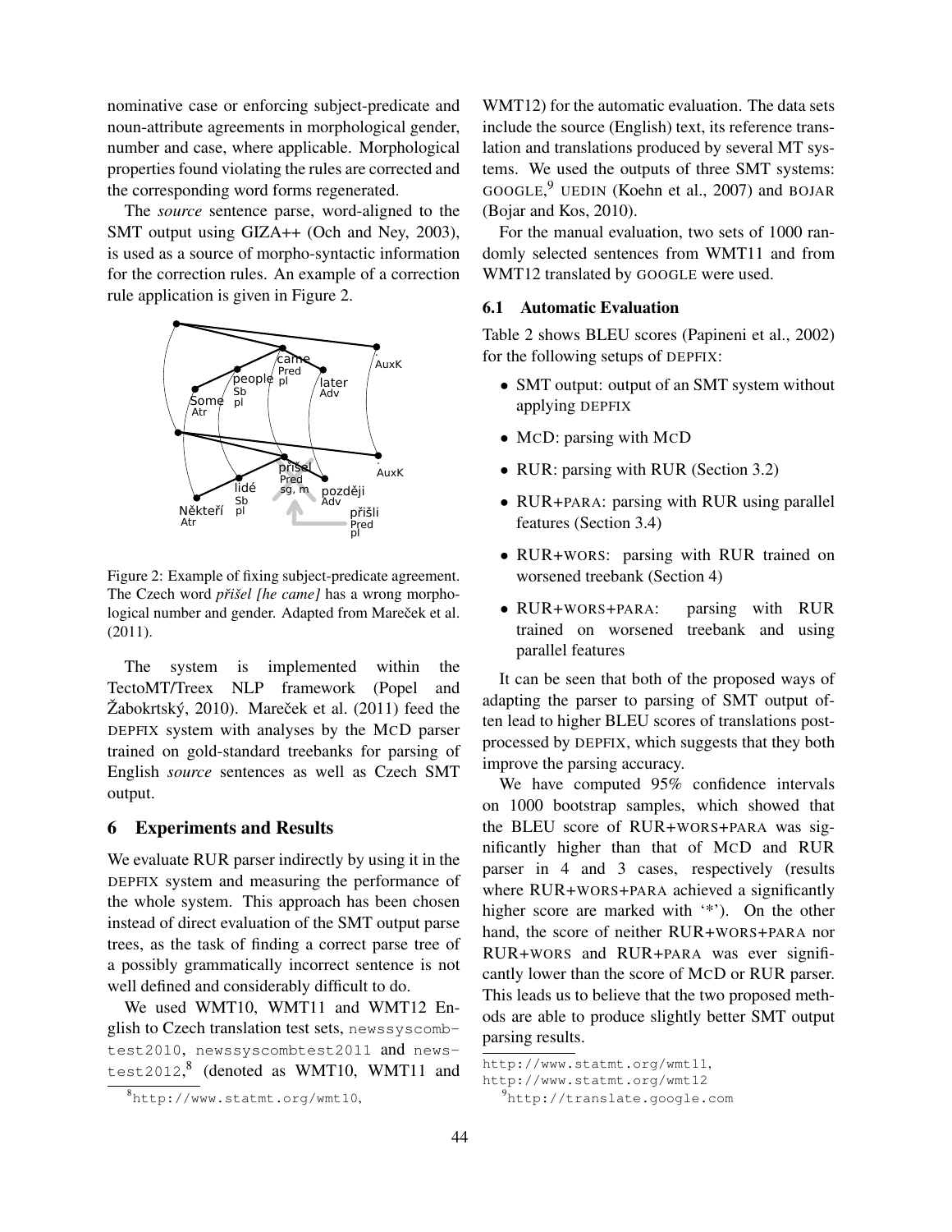nominative case or enforcing subject-predicate and noun-attribute agreements in morphological gender, number and case, where applicable. Morphological properties found violating the rules are corrected and the corresponding word forms regenerated.

The *source* sentence parse, word-aligned to the SMT output using GIZA++ (Och and Ney, 2003), is used as a source of morpho-syntactic information for the correction rules. An example of a correction rule application is given in Figure 2.

Figure 2: Example of fixing subject-predicate agreement. The Czech word *přišel [he came]* has a wrong morphological number and gender. Adapted from Mareček et al. (2011).

The system is implemented within the TectoMT/Treex NLP framework (Popel and Žabokrtský, 2010). Mareček et al. (2011) feed the DEPFIX system with analyses by the MCD parser trained on gold-standard treebanks for parsing of English *source* sentences as well as Czech SMT output.

## 6 Experiments and Results

We evaluate RUR parser indirectly by using it in the DEPFIX system and measuring the performance of the whole system. This approach has been chosen instead of direct evaluation of the SMT output parse trees, as the task of finding a correct parse tree of a possibly grammatically incorrect sentence is not well defined and considerably difficult to do.

We used WMT10, WMT11 and WMT12 English to Czech translation test sets, `newssyscombtest2010`, `newssyscombtest2011` and `newstest2012`,[8] (denoted as WMT10, WMT11 and WMT12) for the automatic evaluation. The data sets include the source (English) text, its reference translation and translations produced by several MT systems. We used the outputs of three SMT systems: GOOGLE,[9] UEDIN (Koehn et al., 2007) and BOJAR (Bojar and Kos, 2010).

For the manual evaluation, two sets of 1000 randomly selected sentences from WMT11 and from WMT12 translated by GOOGLE were used.

### 6.1 Automatic Evaluation

Table 2 shows BLEU scores (Papineni et al., 2002) for the following setups of DEPFIX:

- SMT output: output of an SMT system without applying DEPFIX
- MCD: parsing with MCD
- RUR: parsing with RUR (Section 3.2)
- RUR+PARA: parsing with RUR using parallel features (Section 3.4)
- RUR+WORS: parsing with RUR trained on worsened treebank (Section 4)
- RUR+WORS+PARA: parsing with RUR trained on worsened treebank and using parallel features

It can be seen that both of the proposed ways of adapting the parser to parsing of SMT output often lead to higher BLEU scores of translations post-processed by DEPFIX, which suggests that they both improve the parsing accuracy.

We have computed 95% confidence intervals on 1000 bootstrap samples, which showed that the BLEU score of RUR+WORS+PARA was significantly higher than that of MCD and RUR parser in 4 and 3 cases, respectively (results where RUR+WORS+PARA achieved a significantly higher score are marked with '*'). On the other hand, the score of neither RUR+WORS+PARA nor RUR+WORS and RUR+PARA was ever significantly lower than the score of MCD or RUR parser. This leads us to believe that the two proposed methods are able to produce slightly better SMT output parsing results.

[8] `http://www.statmt.org/wmt10`, `http://www.statmt.org/wmt11`, `http://www.statmt.org/wmt12`

[9] `http://translate.google.com`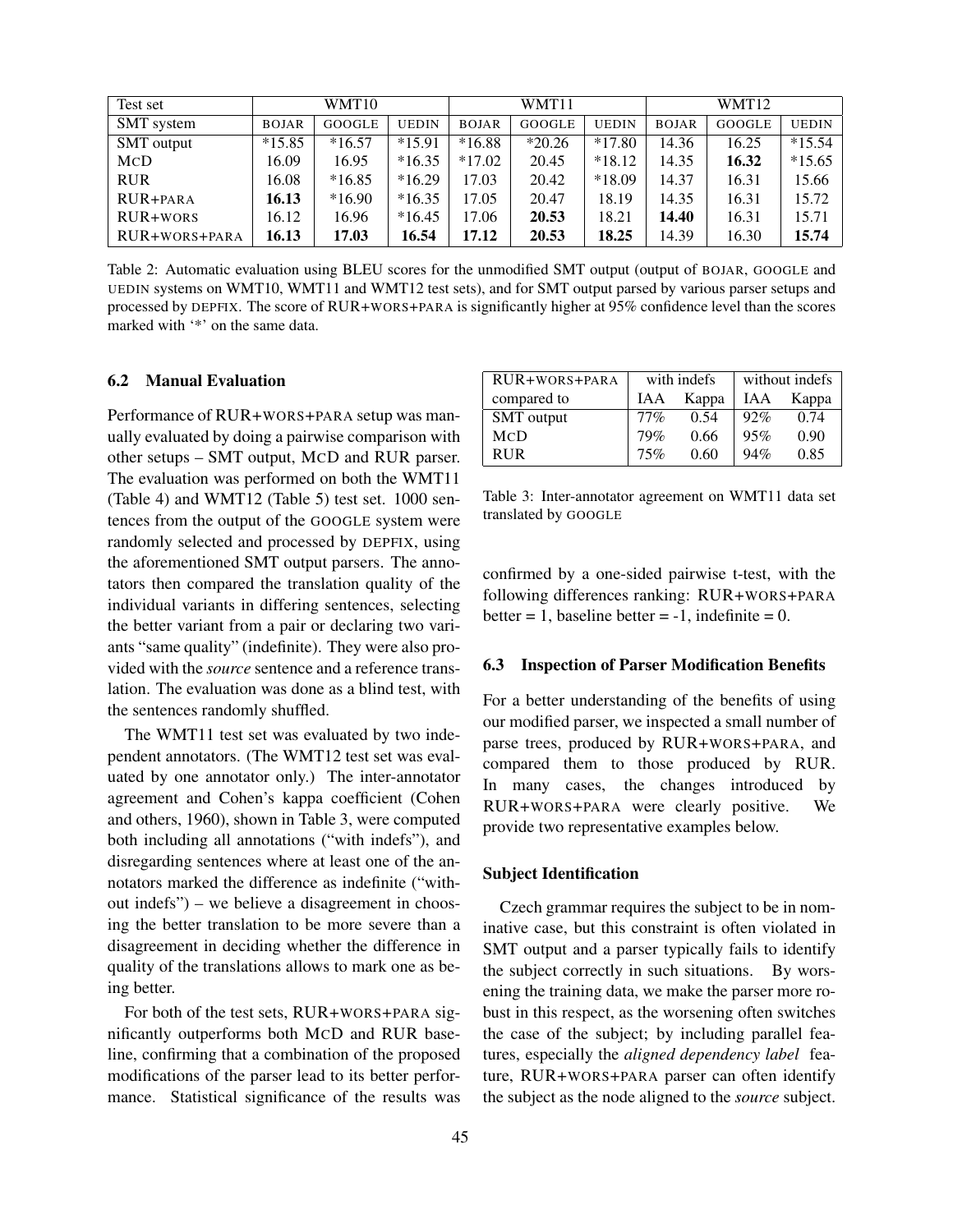| Test set | WMT10 | | | WMT11 | | | WMT12 | | |
|---|---|---|---|---|---|---|---|---|---|
| SMT system | BOJAR | GOOGLE | UEDIN | BOJAR | GOOGLE | UEDIN | BOJAR | GOOGLE | UEDIN |
| SMT output | *15.85 | *16.57 | *15.91 | *16.88 | *20.26 | *17.80 | 14.36 | 16.25 | *15.54 |
| MCD | 16.09 | 16.95 | *16.35 | *17.02 | 20.45 | *18.12 | 14.35 | **16.32** | *15.65 |
| RUR | 16.08 | *16.85 | *16.29 | 17.03 | 20.42 | *18.09 | 14.37 | 16.31 | 15.66 |
| RUR+PARA | **16.13** | *16.90 | *16.35 | 17.05 | 20.47 | 18.19 | 14.35 | 16.31 | 15.72 |
| RUR+WORS | 16.12 | 16.96 | *16.45 | 17.06 | **20.53** | 18.21 | **14.40** | 16.31 | 15.71 |
| RUR+WORS+PARA | **16.13** | **17.03** | **16.54** | **17.12** | **20.53** | **18.25** | 14.39 | 16.30 | **15.74** |

Table 2: Automatic evaluation using BLEU scores for the unmodified SMT output (output of BOJAR, GOOGLE and UEDIN systems on WMT10, WMT11 and WMT12 test sets), and for SMT output parsed by various parser setups and processed by DEPFIX. The score of RUR+WORS+PARA is significantly higher at 95% confidence level than the scores marked with '*' on the same data.

### 6.2 Manual Evaluation

Performance of RUR+WORS+PARA setup was manually evaluated by doing a pairwise comparison with other setups – SMT output, MCD and RUR parser. The evaluation was performed on both the WMT11 (Table 4) and WMT12 (Table 5) test set. 1000 sentences from the output of the GOOGLE system were randomly selected and processed by DEPFIX, using the aforementioned SMT output parsers. The annotators then compared the translation quality of the individual variants in differing sentences, selecting the better variant from a pair or declaring two variants "same quality" (indefinite). They were also provided with the *source* sentence and a reference translation. The evaluation was done as a blind test, with the sentences randomly shuffled.

The WMT11 test set was evaluated by two independent annotators. (The WMT12 test set was evaluated by one annotator only.) The inter-annotator agreement and Cohen's kappa coefficient (Cohen and others, 1960), shown in Table 3, were computed both including all annotations ("with indefs"), and disregarding sentences where at least one of the annotators marked the difference as indefinite ("without indefs") – we believe a disagreement in choosing the better translation to be more severe than a disagreement in deciding whether the difference in quality of the translations allows to mark one as being better.

For both of the test sets, RUR+WORS+PARA significantly outperforms both MCD and RUR baseline, confirming that a combination of the proposed modifications of the parser lead to its better performance. Statistical significance of the results was confirmed by a one-sided pairwise t-test, with the following differences ranking: RUR+WORS+PARA better = 1, baseline better = -1, indefinite = 0.

| RUR+WORS+PARA | with indefs | | without indefs | |
|---|---|---|---|---|
| compared to | IAA | Kappa | IAA | Kappa |
| SMT output | 77% | 0.54 | 92% | 0.74 |
| MCD | 79% | 0.66 | 95% | 0.90 |
| RUR | 75% | 0.60 | 94% | 0.85 |

Table 3: Inter-annotator agreement on WMT11 data set translated by GOOGLE

### 6.3 Inspection of Parser Modification Benefits

For a better understanding of the benefits of using our modified parser, we inspected a small number of parse trees, produced by RUR+WORS+PARA, and compared them to those produced by RUR. In many cases, the changes introduced by RUR+WORS+PARA were clearly positive. We provide two representative examples below.

#### Subject Identification

Czech grammar requires the subject to be in nominative case, but this constraint is often violated in SMT output and a parser typically fails to identify the subject correctly in such situations. By worsening the training data, we make the parser more robust in this respect, as the worsening often switches the case of the subject; by including parallel features, especially the *aligned dependency label* feature, RUR+WORS+PARA parser can often identify the subject as the node aligned to the *source* subject.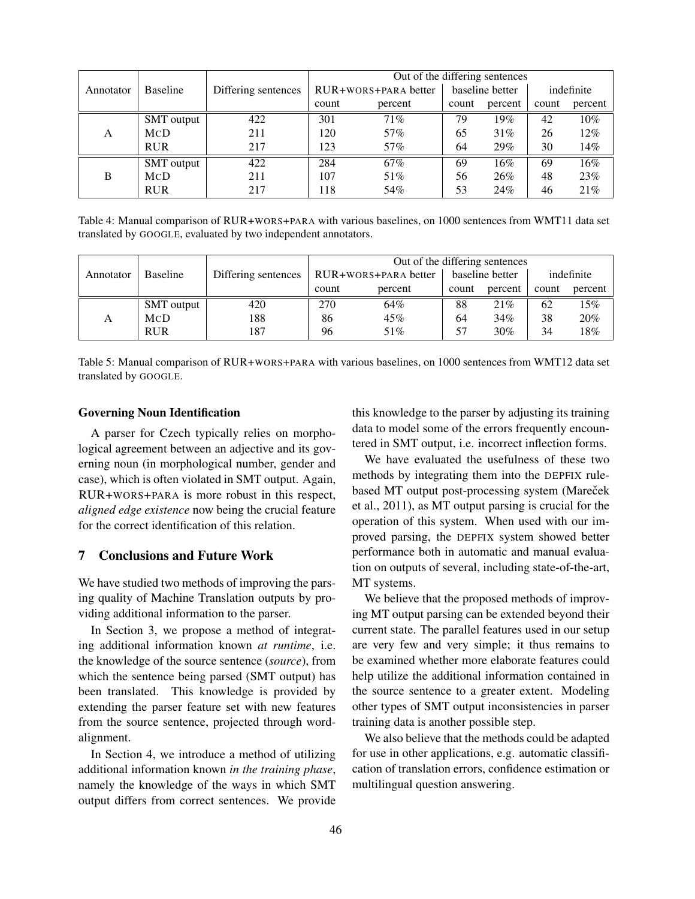| Annotator | Baseline | Differing sentences | Out of the differing sentences | | | | | |
|---|---|---|---|---|---|---|---|---|
| | | | RUR+WORS+PARA better | | baseline better | | indefinite | |
| | | | count | percent | count | percent | count | percent |
| A | SMT output | 422 | 301 | 71% | 79 | 19% | 42 | 10% |
| | MCD | 211 | 120 | 57% | 65 | 31% | 26 | 12% |
| | RUR | 217 | 123 | 57% | 64 | 29% | 30 | 14% |
| B | SMT output | 422 | 284 | 67% | 69 | 16% | 69 | 16% |
| | MCD | 211 | 107 | 51% | 56 | 26% | 48 | 23% |
| | RUR | 217 | 118 | 54% | 53 | 24% | 46 | 21% |

Table 4: Manual comparison of RUR+WORS+PARA with various baselines, on 1000 sentences from WMT11 data set translated by GOOGLE, evaluated by two independent annotators.

| Annotator | Baseline | Differing sentences | Out of the differing sentences | | | | | |
|---|---|---|---|---|---|---|---|---|
| | | | RUR+WORS+PARA better | | baseline better | | indefinite | |
| | | | count | percent | count | percent | count | percent |
| A | SMT output | 420 | 270 | 64% | 88 | 21% | 62 | 15% |
| | MCD | 188 | 86 | 45% | 64 | 34% | 38 | 20% |
| | RUR | 187 | 96 | 51% | 57 | 30% | 34 | 18% |

Table 5: Manual comparison of RUR+WORS+PARA with various baselines, on 1000 sentences from WMT12 data set translated by GOOGLE.

**Governing Noun Identification**

A parser for Czech typically relies on morphological agreement between an adjective and its governing noun (in morphological number, gender and case), which is often violated in SMT output. Again, RUR+WORS+PARA is more robust in this respect, *aligned edge existence* now being the crucial feature for the correct identification of this relation.

## 7 Conclusions and Future Work

We have studied two methods of improving the parsing quality of Machine Translation outputs by providing additional information to the parser.

In Section 3, we propose a method of integrating additional information known *at runtime*, i.e. the knowledge of the source sentence (*source*), from which the sentence being parsed (SMT output) has been translated. This knowledge is provided by extending the parser feature set with new features from the source sentence, projected through word-alignment.

In Section 4, we introduce a method of utilizing additional information known *in the training phase*, namely the knowledge of the ways in which SMT output differs from correct sentences. We provide this knowledge to the parser by adjusting its training data to model some of the errors frequently encountered in SMT output, i.e. incorrect inflection forms.

We have evaluated the usefulness of these two methods by integrating them into the DEPFIX rule-based MT output post-processing system (Mareček et al., 2011), as MT output parsing is crucial for the operation of this system. When used with our improved parsing, the DEPFIX system showed better performance both in automatic and manual evaluation on outputs of several, including state-of-the-art, MT systems.

We believe that the proposed methods of improving MT output parsing can be extended beyond their current state. The parallel features used in our setup are very few and very simple; it thus remains to be examined whether more elaborate features could help utilize the additional information contained in the source sentence to a greater extent. Modeling other types of SMT output inconsistencies in parser training data is another possible step.

We also believe that the methods could be adapted for use in other applications, e.g. automatic classification of translation errors, confidence estimation or multilingual question answering.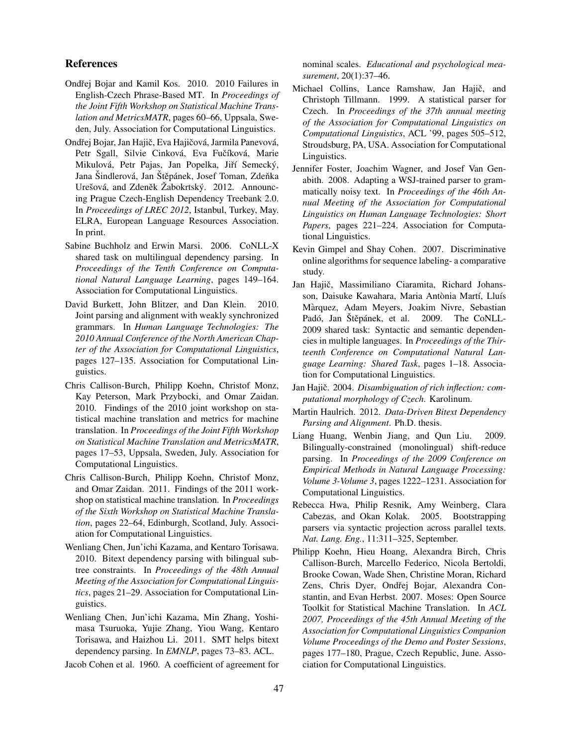## References

Ondřej Bojar and Kamil Kos. 2010. 2010 Failures in English-Czech Phrase-Based MT. In *Proceedings of the Joint Fifth Workshop on Statistical Machine Translation and MetricsMATR*, pages 60–66, Uppsala, Sweden, July. Association for Computational Linguistics.

Ondřej Bojar, Jan Hajič, Eva Hajičová, Jarmila Panevová, Petr Sgall, Silvie Cinková, Eva Fučíková, Marie Mikulová, Petr Pajas, Jan Popelka, Jiří Semecký, Jana Šindlerová, Jan Štěpánek, Josef Toman, Zdeňka Urešová, and Zdeněk Žabokrtský. 2012. Announcing Prague Czech-English Dependency Treebank 2.0. In *Proceedings of LREC 2012*, Istanbul, Turkey, May. ELRA, European Language Resources Association. In print.

Sabine Buchholz and Erwin Marsi. 2006. CoNLL-X shared task on multilingual dependency parsing. In *Proceedings of the Tenth Conference on Computational Natural Language Learning*, pages 149–164. Association for Computational Linguistics.

David Burkett, John Blitzer, and Dan Klein. 2010. Joint parsing and alignment with weakly synchronized grammars. In *Human Language Technologies: The 2010 Annual Conference of the North American Chapter of the Association for Computational Linguistics*, pages 127–135. Association for Computational Linguistics.

Chris Callison-Burch, Philipp Koehn, Christof Monz, Kay Peterson, Mark Przybocki, and Omar Zaidan. 2010. Findings of the 2010 joint workshop on statistical machine translation and metrics for machine translation. In *Proceedings of the Joint Fifth Workshop on Statistical Machine Translation and MetricsMATR*, pages 17–53, Uppsala, Sweden, July. Association for Computational Linguistics.

Chris Callison-Burch, Philipp Koehn, Christof Monz, and Omar Zaidan. 2011. Findings of the 2011 workshop on statistical machine translation. In *Proceedings of the Sixth Workshop on Statistical Machine Translation*, pages 22–64, Edinburgh, Scotland, July. Association for Computational Linguistics.

Wenliang Chen, Jun'ichi Kazama, and Kentaro Torisawa. 2010. Bitext dependency parsing with bilingual subtree constraints. In *Proceedings of the 48th Annual Meeting of the Association for Computational Linguistics*, pages 21–29. Association for Computational Linguistics.

Wenliang Chen, Jun'ichi Kazama, Min Zhang, Yoshimasa Tsuruoka, Yujie Zhang, Yiou Wang, Kentaro Torisawa, and Haizhou Li. 2011. SMT helps bitext dependency parsing. In *EMNLP*, pages 73–83. ACL.

Jacob Cohen et al. 1960. A coefficient of agreement for nominal scales. *Educational and psychological measurement*, 20(1):37–46.

Michael Collins, Lance Ramshaw, Jan Hajič, and Christoph Tillmann. 1999. A statistical parser for Czech. In *Proceedings of the 37th annual meeting of the Association for Computational Linguistics on Computational Linguistics*, ACL '99, pages 505–512, Stroudsburg, PA, USA. Association for Computational Linguistics.

Jennifer Foster, Joachim Wagner, and Josef Van Genabith. 2008. Adapting a WSJ-trained parser to grammatically noisy text. In *Proceedings of the 46th Annual Meeting of the Association for Computational Linguistics on Human Language Technologies: Short Papers*, pages 221–224. Association for Computational Linguistics.

Kevin Gimpel and Shay Cohen. 2007. Discriminative online algorithms for sequence labeling- a comparative study.

Jan Hajič, Massimiliano Ciaramita, Richard Johansson, Daisuke Kawahara, Maria Antònia Martí, Lluís Màrquez, Adam Meyers, Joakim Nivre, Sebastian Padó, Jan Štěpánek, et al. 2009. The CoNLL-2009 shared task: Syntactic and semantic dependencies in multiple languages. In *Proceedings of the Thirteenth Conference on Computational Natural Language Learning: Shared Task*, pages 1–18. Association for Computational Linguistics.

Jan Hajič. 2004. *Disambiguation of rich inflection: computational morphology of Czech*. Karolinum.

Martin Haulrich. 2012. *Data-Driven Bitext Dependency Parsing and Alignment*. Ph.D. thesis.

Liang Huang, Wenbin Jiang, and Qun Liu. 2009. Bilingually-constrained (monolingual) shift-reduce parsing. In *Proceedings of the 2009 Conference on Empirical Methods in Natural Language Processing: Volume 3-Volume 3*, pages 1222–1231. Association for Computational Linguistics.

Rebecca Hwa, Philip Resnik, Amy Weinberg, Clara Cabezas, and Okan Kolak. 2005. Bootstrapping parsers via syntactic projection across parallel texts. *Nat. Lang. Eng.*, 11:311–325, September.

Philipp Koehn, Hieu Hoang, Alexandra Birch, Chris Callison-Burch, Marcello Federico, Nicola Bertoldi, Brooke Cowan, Wade Shen, Christine Moran, Richard Zens, Chris Dyer, Ondřej Bojar, Alexandra Constantin, and Evan Herbst. 2007. Moses: Open Source Toolkit for Statistical Machine Translation. In *ACL 2007, Proceedings of the 45th Annual Meeting of the Association for Computational Linguistics Companion Volume Proceedings of the Demo and Poster Sessions*, pages 177–180, Prague, Czech Republic, June. Association for Computational Linguistics.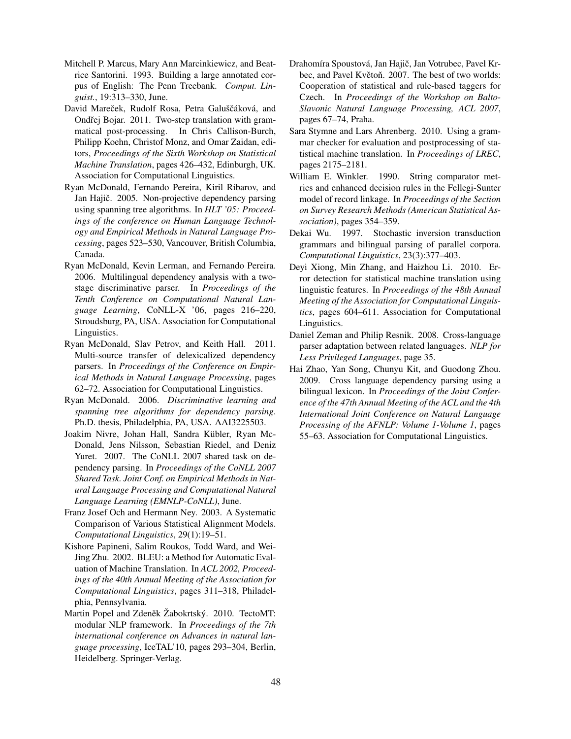Mitchell P. Marcus, Mary Ann Marcinkiewicz, and Beatrice Santorini. 1993. Building a large annotated corpus of English: The Penn Treebank. *Comput. Linguist.*, 19:313–330, June.

David Mareček, Rudolf Rosa, Petra Galuščáková, and Ondřej Bojar. 2011. Two-step translation with grammatical post-processing. In Chris Callison-Burch, Philipp Koehn, Christof Monz, and Omar Zaidan, editors, *Proceedings of the Sixth Workshop on Statistical Machine Translation*, pages 426–432, Edinburgh, UK. Association for Computational Linguistics.

Ryan McDonald, Fernando Pereira, Kiril Ribarov, and Jan Hajič. 2005. Non-projective dependency parsing using spanning tree algorithms. In *HLT '05: Proceedings of the conference on Human Language Technology and Empirical Methods in Natural Language Processing*, pages 523–530, Vancouver, British Columbia, Canada.

Ryan McDonald, Kevin Lerman, and Fernando Pereira. 2006. Multilingual dependency analysis with a two-stage discriminative parser. In *Proceedings of the Tenth Conference on Computational Natural Language Learning*, CoNLL-X '06, pages 216–220, Stroudsburg, PA, USA. Association for Computational Linguistics.

Ryan McDonald, Slav Petrov, and Keith Hall. 2011. Multi-source transfer of delexicalized dependency parsers. In *Proceedings of the Conference on Empirical Methods in Natural Language Processing*, pages 62–72. Association for Computational Linguistics.

Ryan McDonald. 2006. *Discriminative learning and spanning tree algorithms for dependency parsing*. Ph.D. thesis, Philadelphia, PA, USA. AAI3225503.

Joakim Nivre, Johan Hall, Sandra Kübler, Ryan McDonald, Jens Nilsson, Sebastian Riedel, and Deniz Yuret. 2007. The CoNLL 2007 shared task on dependency parsing. In *Proceedings of the CoNLL 2007 Shared Task. Joint Conf. on Empirical Methods in Natural Language Processing and Computational Natural Language Learning (EMNLP-CoNLL)*, June.

Franz Josef Och and Hermann Ney. 2003. A Systematic Comparison of Various Statistical Alignment Models. *Computational Linguistics*, 29(1):19–51.

Kishore Papineni, Salim Roukos, Todd Ward, and Wei-Jing Zhu. 2002. BLEU: a Method for Automatic Evaluation of Machine Translation. In *ACL 2002, Proceedings of the 40th Annual Meeting of the Association for Computational Linguistics*, pages 311–318, Philadelphia, Pennsylvania.

Martin Popel and Zdeněk Žabokrtský. 2010. TectoMT: modular NLP framework. In *Proceedings of the 7th international conference on Advances in natural language processing*, IceTAL'10, pages 293–304, Berlin, Heidelberg. Springer-Verlag.

Drahomíra Spoustová, Jan Hajič, Jan Votrubec, Pavel Krbec, and Pavel Květoň. 2007. The best of two worlds: Cooperation of statistical and rule-based taggers for Czech. In *Proceedings of the Workshop on Balto-Slavonic Natural Language Processing, ACL 2007*, pages 67–74, Praha.

Sara Stymne and Lars Ahrenberg. 2010. Using a grammar checker for evaluation and postprocessing of statistical machine translation. In *Proceedings of LREC*, pages 2175–2181.

William E. Winkler. 1990. String comparator metrics and enhanced decision rules in the Fellegi-Sunter model of record linkage. In *Proceedings of the Section on Survey Research Methods (American Statistical Association)*, pages 354–359.

Dekai Wu. 1997. Stochastic inversion transduction grammars and bilingual parsing of parallel corpora. *Computational Linguistics*, 23(3):377–403.

Deyi Xiong, Min Zhang, and Haizhou Li. 2010. Error detection for statistical machine translation using linguistic features. In *Proceedings of the 48th Annual Meeting of the Association for Computational Linguistics*, pages 604–611. Association for Computational Linguistics.

Daniel Zeman and Philip Resnik. 2008. Cross-language parser adaptation between related languages. *NLP for Less Privileged Languages*, page 35.

Hai Zhao, Yan Song, Chunyu Kit, and Guodong Zhou. 2009. Cross language dependency parsing using a bilingual lexicon. In *Proceedings of the Joint Conference of the 47th Annual Meeting of the ACL and the 4th International Joint Conference on Natural Language Processing of the AFNLP: Volume 1-Volume 1*, pages 55–63. Association for Computational Linguistics.